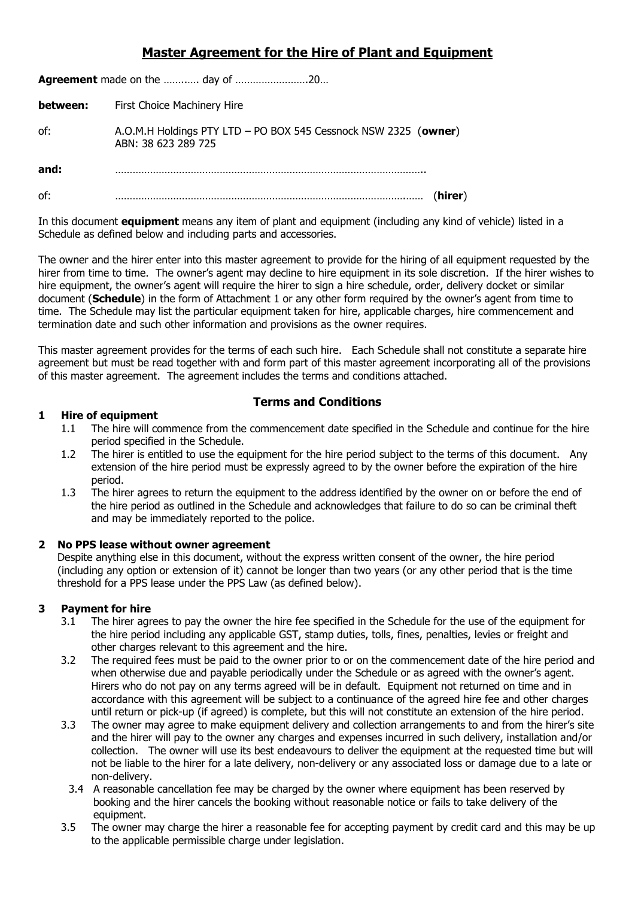# Master Agreement for the Hire of Plant and Equipment

**Agreement** made on the ……..... day of …………………….20…

**between:** First Choice Machinery Hire

of: A.O.M.H Holdings PTY LTD – PO BOX 545 Cessnock NSW 2325 (**owner**)
ABN: 38 623 289 725

**and:** ……………………………………………………………………………………………..

of: …………………………………………………………………………………………… (**hirer**)

In this document **equipment** means any item of plant and equipment (including any kind of vehicle) listed in a Schedule as defined below and including parts and accessories.

The owner and the hirer enter into this master agreement to provide for the hiring of all equipment requested by the hirer from time to time. The owner's agent may decline to hire equipment in its sole discretion. If the hirer wishes to hire equipment, the owner's agent will require the hirer to sign a hire schedule, order, delivery docket or similar document (**Schedule**) in the form of Attachment 1 or any other form required by the owner's agent from time to time. The Schedule may list the particular equipment taken for hire, applicable charges, hire commencement and termination date and such other information and provisions as the owner requires.

This master agreement provides for the terms of each such hire. Each Schedule shall not constitute a separate hire agreement but must be read together with and form part of this master agreement incorporating all of the provisions of this master agreement. The agreement includes the terms and conditions attached.

## Terms and Conditions

### 1 Hire of equipment

1.1 The hire will commence from the commencement date specified in the Schedule and continue for the hire period specified in the Schedule.

1.2 The hirer is entitled to use the equipment for the hire period subject to the terms of this document. Any extension of the hire period must be expressly agreed to by the owner before the expiration of the hire period.

1.3 The hirer agrees to return the equipment to the address identified by the owner on or before the end of the hire period as outlined in the Schedule and acknowledges that failure to do so can be criminal theft and may be immediately reported to the police.

### 2 No PPS lease without owner agreement

Despite anything else in this document, without the express written consent of the owner, the hire period (including any option or extension of it) cannot be longer than two years (or any other period that is the time threshold for a PPS lease under the PPS Law (as defined below).

### 3 Payment for hire

3.1 The hirer agrees to pay the owner the hire fee specified in the Schedule for the use of the equipment for the hire period including any applicable GST, stamp duties, tolls, fines, penalties, levies or freight and other charges relevant to this agreement and the hire.

3.2 The required fees must be paid to the owner prior to or on the commencement date of the hire period and when otherwise due and payable periodically under the Schedule or as agreed with the owner's agent. Hirers who do not pay on any terms agreed will be in default. Equipment not returned on time and in accordance with this agreement will be subject to a continuance of the agreed hire fee and other charges until return or pick-up (if agreed) is complete, but this will not constitute an extension of the hire period.

3.3 The owner may agree to make equipment delivery and collection arrangements to and from the hirer's site and the hirer will pay to the owner any charges and expenses incurred in such delivery, installation and/or collection. The owner will use its best endeavours to deliver the equipment at the requested time but will not be liable to the hirer for a late delivery, non-delivery or any associated loss or damage due to a late or non-delivery.

3.4 A reasonable cancellation fee may be charged by the owner where equipment has been reserved by booking and the hirer cancels the booking without reasonable notice or fails to take delivery of the equipment.

3.5 The owner may charge the hirer a reasonable fee for accepting payment by credit card and this may be up to the applicable permissible charge under legislation.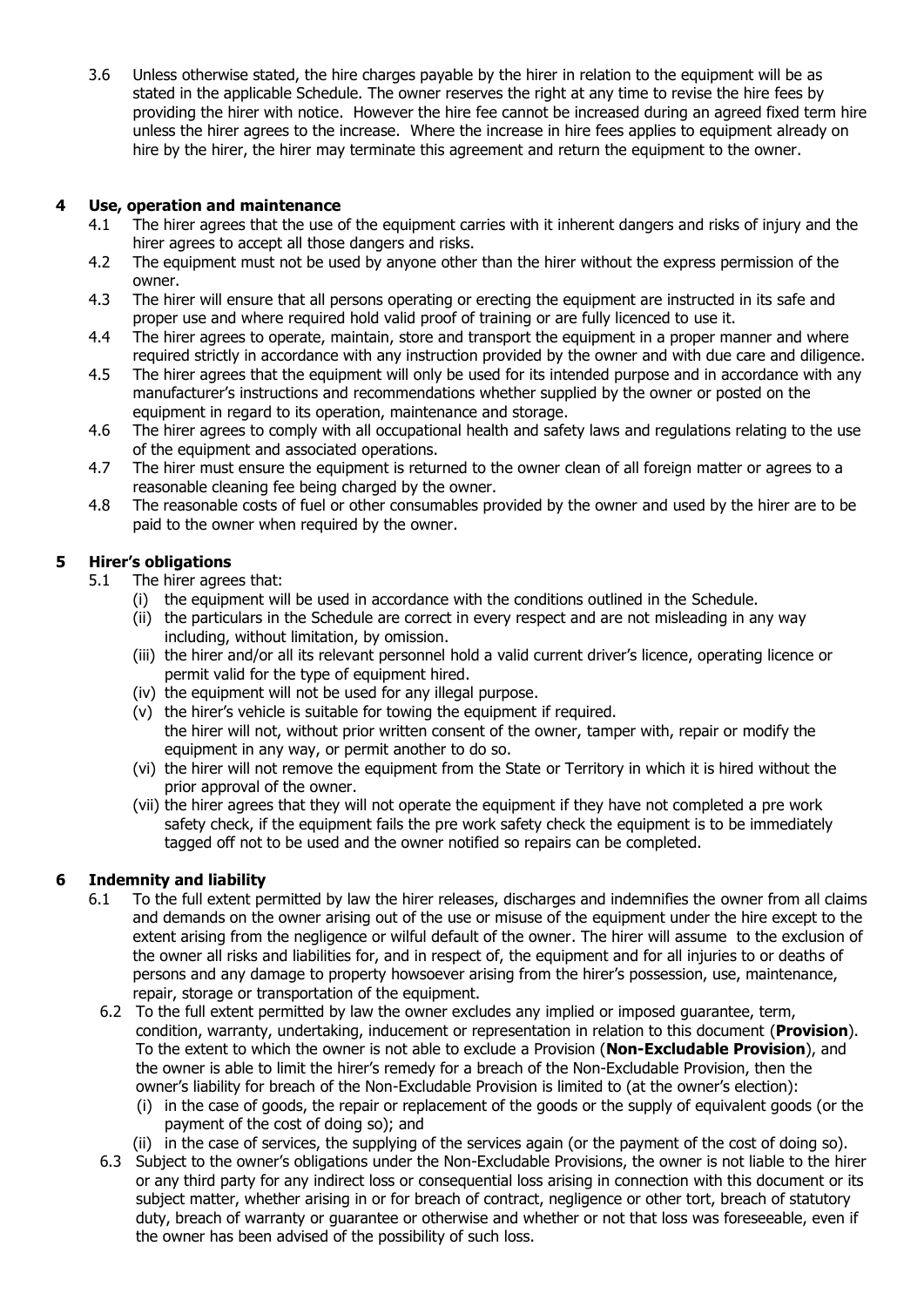3.6 Unless otherwise stated, the hire charges payable by the hirer in relation to the equipment will be as stated in the applicable Schedule. The owner reserves the right at any time to revise the hire fees by providing the hirer with notice. However the hire fee cannot be increased during an agreed fixed term hire unless the hirer agrees to the increase. Where the increase in hire fees applies to equipment already on hire by the hirer, the hirer may terminate this agreement and return the equipment to the owner.

## 4 Use, operation and maintenance

4.1 The hirer agrees that the use of the equipment carries with it inherent dangers and risks of injury and the hirer agrees to accept all those dangers and risks.

4.2 The equipment must not be used by anyone other than the hirer without the express permission of the owner.

4.3 The hirer will ensure that all persons operating or erecting the equipment are instructed in its safe and proper use and where required hold valid proof of training or are fully licenced to use it.

4.4 The hirer agrees to operate, maintain, store and transport the equipment in a proper manner and where required strictly in accordance with any instruction provided by the owner and with due care and diligence.

4.5 The hirer agrees that the equipment will only be used for its intended purpose and in accordance with any manufacturer's instructions and recommendations whether supplied by the owner or posted on the equipment in regard to its operation, maintenance and storage.

4.6 The hirer agrees to comply with all occupational health and safety laws and regulations relating to the use of the equipment and associated operations.

4.7 The hirer must ensure the equipment is returned to the owner clean of all foreign matter or agrees to a reasonable cleaning fee being charged by the owner.

4.8 The reasonable costs of fuel or other consumables provided by the owner and used by the hirer are to be paid to the owner when required by the owner.

## 5 Hirer's obligations

5.1 The hirer agrees that:

(i) the equipment will be used in accordance with the conditions outlined in the Schedule.

(ii) the particulars in the Schedule are correct in every respect and are not misleading in any way including, without limitation, by omission.

(iii) the hirer and/or all its relevant personnel hold a valid current driver's licence, operating licence or permit valid for the type of equipment hired.

(iv) the equipment will not be used for any illegal purpose.

(v) the hirer's vehicle is suitable for towing the equipment if required.
the hirer will not, without prior written consent of the owner, tamper with, repair or modify the equipment in any way, or permit another to do so.

(vi) the hirer will not remove the equipment from the State or Territory in which it is hired without the prior approval of the owner.

(vii) the hirer agrees that they will not operate the equipment if they have not completed a pre work safety check, if the equipment fails the pre work safety check the equipment is to be immediately tagged off not to be used and the owner notified so repairs can be completed.

## 6 Indemnity and liability

6.1 To the full extent permitted by law the hirer releases, discharges and indemnifies the owner from all claims and demands on the owner arising out of the use or misuse of the equipment under the hire except to the extent arising from the negligence or wilful default of the owner. The hirer will assume to the exclusion of the owner all risks and liabilities for, and in respect of, the equipment and for all injuries to or deaths of persons and any damage to property howsoever arising from the hirer's possession, use, maintenance, repair, storage or transportation of the equipment.

6.2 To the full extent permitted by law the owner excludes any implied or imposed guarantee, term, condition, warranty, undertaking, inducement or representation in relation to this document (**Provision**). To the extent to which the owner is not able to exclude a Provision (**Non-Excludable Provision**), and the owner is able to limit the hirer's remedy for a breach of the Non-Excludable Provision, then the owner's liability for breach of the Non-Excludable Provision is limited to (at the owner's election):

(i) in the case of goods, the repair or replacement of the goods or the supply of equivalent goods (or the payment of the cost of doing so); and

(ii) in the case of services, the supplying of the services again (or the payment of the cost of doing so).

6.3 Subject to the owner's obligations under the Non-Excludable Provisions, the owner is not liable to the hirer or any third party for any indirect loss or consequential loss arising in connection with this document or its subject matter, whether arising in or for breach of contract, negligence or other tort, breach of statutory duty, breach of warranty or guarantee or otherwise and whether or not that loss was foreseeable, even if the owner has been advised of the possibility of such loss.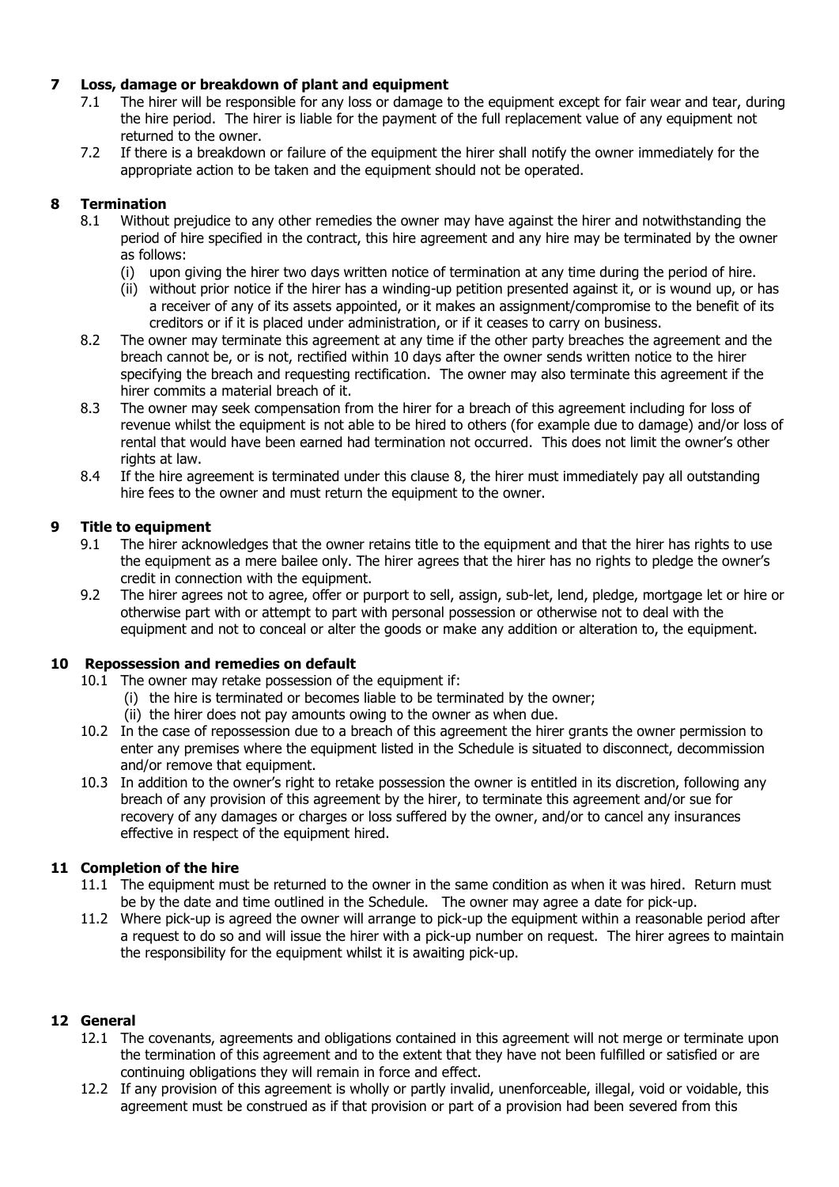## 7 Loss, damage or breakdown of plant and equipment

7.1 The hirer will be responsible for any loss or damage to the equipment except for fair wear and tear, during the hire period. The hirer is liable for the payment of the full replacement value of any equipment not returned to the owner.

7.2 If there is a breakdown or failure of the equipment the hirer shall notify the owner immediately for the appropriate action to be taken and the equipment should not be operated.

## 8 Termination

8.1 Without prejudice to any other remedies the owner may have against the hirer and notwithstanding the period of hire specified in the contract, this hire agreement and any hire may be terminated by the owner as follows:

(i) upon giving the hirer two days written notice of termination at any time during the period of hire.

(ii) without prior notice if the hirer has a winding-up petition presented against it, or is wound up, or has a receiver of any of its assets appointed, or it makes an assignment/compromise to the benefit of its creditors or if it is placed under administration, or if it ceases to carry on business.

8.2 The owner may terminate this agreement at any time if the other party breaches the agreement and the breach cannot be, or is not, rectified within 10 days after the owner sends written notice to the hirer specifying the breach and requesting rectification. The owner may also terminate this agreement if the hirer commits a material breach of it.

8.3 The owner may seek compensation from the hirer for a breach of this agreement including for loss of revenue whilst the equipment is not able to be hired to others (for example due to damage) and/or loss of rental that would have been earned had termination not occurred. This does not limit the owner's other rights at law.

8.4 If the hire agreement is terminated under this clause 8, the hirer must immediately pay all outstanding hire fees to the owner and must return the equipment to the owner.

## 9 Title to equipment

9.1 The hirer acknowledges that the owner retains title to the equipment and that the hirer has rights to use the equipment as a mere bailee only. The hirer agrees that the hirer has no rights to pledge the owner's credit in connection with the equipment.

9.2 The hirer agrees not to agree, offer or purport to sell, assign, sub-let, lend, pledge, mortgage let or hire or otherwise part with or attempt to part with personal possession or otherwise not to deal with the equipment and not to conceal or alter the goods or make any addition or alteration to, the equipment.

## 10 Repossession and remedies on default

10.1 The owner may retake possession of the equipment if:

(i) the hire is terminated or becomes liable to be terminated by the owner;

(ii) the hirer does not pay amounts owing to the owner as when due.

10.2 In the case of repossession due to a breach of this agreement the hirer grants the owner permission to enter any premises where the equipment listed in the Schedule is situated to disconnect, decommission and/or remove that equipment.

10.3 In addition to the owner's right to retake possession the owner is entitled in its discretion, following any breach of any provision of this agreement by the hirer, to terminate this agreement and/or sue for recovery of any damages or charges or loss suffered by the owner, and/or to cancel any insurances effective in respect of the equipment hired.

## 11 Completion of the hire

11.1 The equipment must be returned to the owner in the same condition as when it was hired. Return must be by the date and time outlined in the Schedule. The owner may agree a date for pick-up.

11.2 Where pick-up is agreed the owner will arrange to pick-up the equipment within a reasonable period after a request to do so and will issue the hirer with a pick-up number on request. The hirer agrees to maintain the responsibility for the equipment whilst it is awaiting pick-up.

## 12 General

12.1 The covenants, agreements and obligations contained in this agreement will not merge or terminate upon the termination of this agreement and to the extent that they have not been fulfilled or satisfied or are continuing obligations they will remain in force and effect.

12.2 If any provision of this agreement is wholly or partly invalid, unenforceable, illegal, void or voidable, this agreement must be construed as if that provision or part of a provision had been severed from this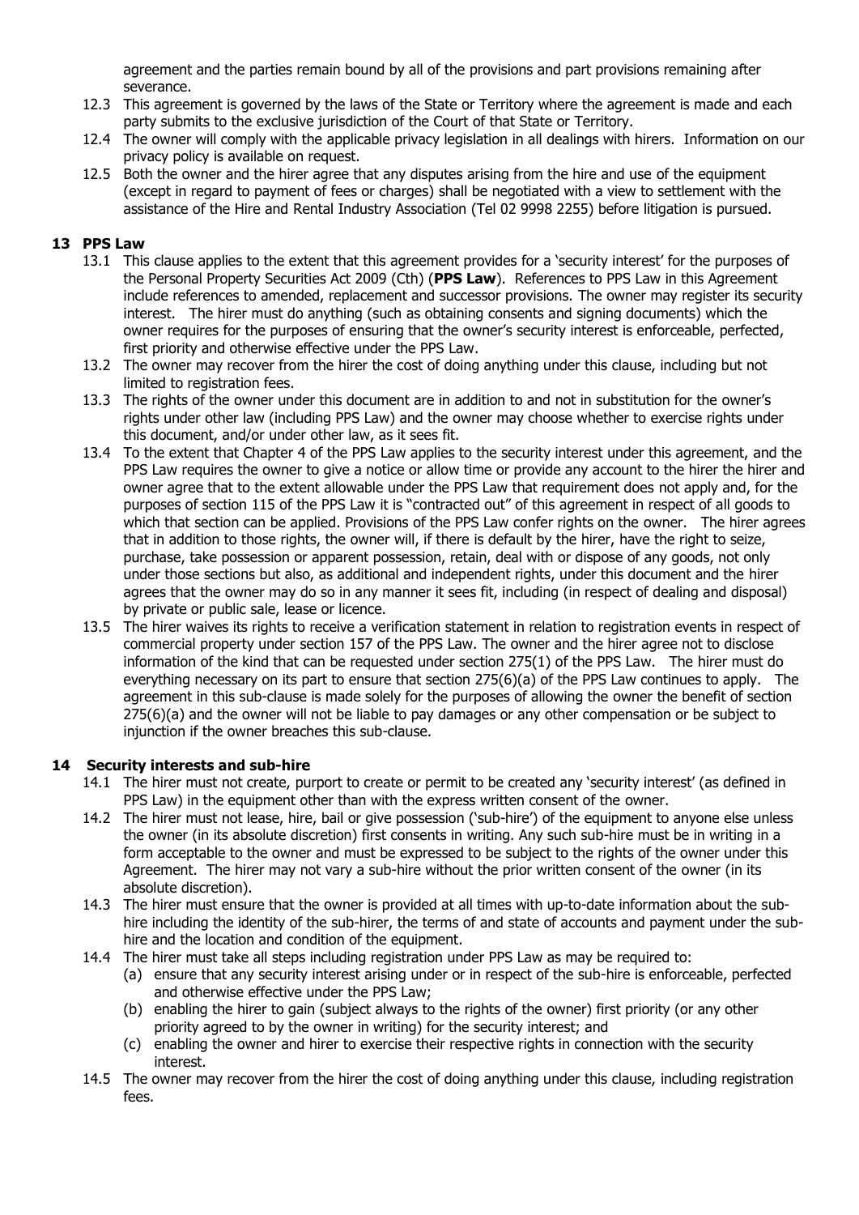agreement and the parties remain bound by all of the provisions and part provisions remaining after severance.

12.3 This agreement is governed by the laws of the State or Territory where the agreement is made and each party submits to the exclusive jurisdiction of the Court of that State or Territory.

12.4 The owner will comply with the applicable privacy legislation in all dealings with hirers. Information on our privacy policy is available on request.

12.5 Both the owner and the hirer agree that any disputes arising from the hire and use of the equipment (except in regard to payment of fees or charges) shall be negotiated with a view to settlement with the assistance of the Hire and Rental Industry Association (Tel 02 9998 2255) before litigation is pursued.

## 13 PPS Law

13.1 This clause applies to the extent that this agreement provides for a 'security interest' for the purposes of the Personal Property Securities Act 2009 (Cth) (**PPS Law**). References to PPS Law in this Agreement include references to amended, replacement and successor provisions. The owner may register its security interest. The hirer must do anything (such as obtaining consents and signing documents) which the owner requires for the purposes of ensuring that the owner's security interest is enforceable, perfected, first priority and otherwise effective under the PPS Law.

13.2 The owner may recover from the hirer the cost of doing anything under this clause, including but not limited to registration fees.

13.3 The rights of the owner under this document are in addition to and not in substitution for the owner's rights under other law (including PPS Law) and the owner may choose whether to exercise rights under this document, and/or under other law, as it sees fit.

13.4 To the extent that Chapter 4 of the PPS Law applies to the security interest under this agreement, and the PPS Law requires the owner to give a notice or allow time or provide any account to the hirer the hirer and owner agree that to the extent allowable under the PPS Law that requirement does not apply and, for the purposes of section 115 of the PPS Law it is "contracted out" of this agreement in respect of all goods to which that section can be applied. Provisions of the PPS Law confer rights on the owner. The hirer agrees that in addition to those rights, the owner will, if there is default by the hirer, have the right to seize, purchase, take possession or apparent possession, retain, deal with or dispose of any goods, not only under those sections but also, as additional and independent rights, under this document and the hirer agrees that the owner may do so in any manner it sees fit, including (in respect of dealing and disposal) by private or public sale, lease or licence.

13.5 The hirer waives its rights to receive a verification statement in relation to registration events in respect of commercial property under section 157 of the PPS Law. The owner and the hirer agree not to disclose information of the kind that can be requested under section 275(1) of the PPS Law. The hirer must do everything necessary on its part to ensure that section 275(6)(a) of the PPS Law continues to apply. The agreement in this sub-clause is made solely for the purposes of allowing the owner the benefit of section 275(6)(a) and the owner will not be liable to pay damages or any other compensation or be subject to injunction if the owner breaches this sub-clause.

## 14 Security interests and sub-hire

14.1 The hirer must not create, purport to create or permit to be created any 'security interest' (as defined in PPS Law) in the equipment other than with the express written consent of the owner.

14.2 The hirer must not lease, hire, bail or give possession ('sub-hire') of the equipment to anyone else unless the owner (in its absolute discretion) first consents in writing. Any such sub-hire must be in writing in a form acceptable to the owner and must be expressed to be subject to the rights of the owner under this Agreement. The hirer may not vary a sub-hire without the prior written consent of the owner (in its absolute discretion).

14.3 The hirer must ensure that the owner is provided at all times with up-to-date information about the sub-hire including the identity of the sub-hirer, the terms of and state of accounts and payment under the sub-hire and the location and condition of the equipment.

14.4 The hirer must take all steps including registration under PPS Law as may be required to:

(a) ensure that any security interest arising under or in respect of the sub-hire is enforceable, perfected and otherwise effective under the PPS Law;

(b) enabling the hirer to gain (subject always to the rights of the owner) first priority (or any other priority agreed to by the owner in writing) for the security interest; and

(c) enabling the owner and hirer to exercise their respective rights in connection with the security interest.

14.5 The owner may recover from the hirer the cost of doing anything under this clause, including registration fees.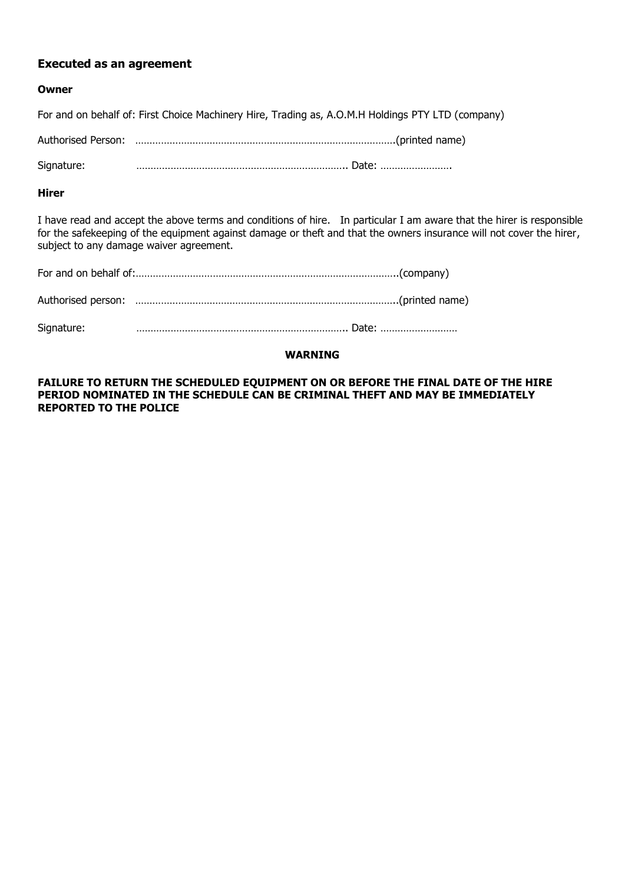### Executed as an agreement

**Owner**

For and on behalf of: First Choice Machinery Hire, Trading as, A.O.M.H Holdings PTY LTD (company)

Authorised Person: ……………………………………………………………………………….(printed name)

Signature: ……………………………………………………………….. Date: …………………….

**Hirer**

I have read and accept the above terms and conditions of hire. In particular I am aware that the hirer is responsible for the safekeeping of the equipment against damage or theft and that the owners insurance will not cover the hirer, subject to any damage waiver agreement.

For and on behalf of:……………………………………………………………………………….(company)

Authorised person: ……………………………………………………………………………….(printed name)

Signature: ……………………………………………………………….. Date: ………………………

**WARNING**

**FAILURE TO RETURN THE SCHEDULED EQUIPMENT ON OR BEFORE THE FINAL DATE OF THE HIRE PERIOD NOMINATED IN THE SCHEDULE CAN BE CRIMINAL THEFT AND MAY BE IMMEDIATELY REPORTED TO THE POLICE**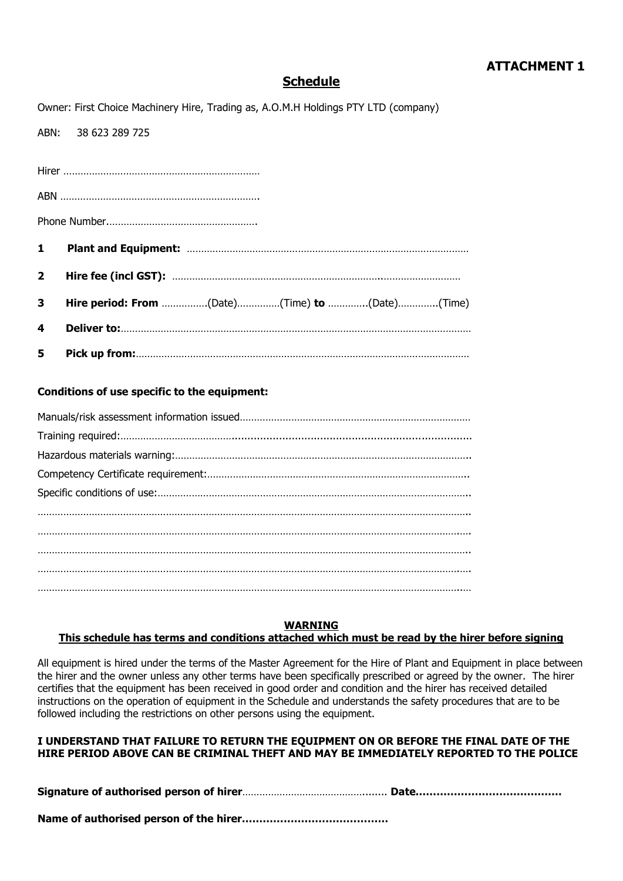**ATTACHMENT 1**

## Schedule

Owner: First Choice Machinery Hire, Trading as, A.O.M.H Holdings PTY LTD (company)

ABN: 38 623 289 725

Hirer ……………………………………………………………

ABN …………………………………………………………….

Phone Number…………………………………………….

1 **Plant and Equipment:** ………………………………………………………………………………………

2 **Hire fee (incl GST):** ………………………………………………………………………………………

3 **Hire period: From** …………….(Date)……………(Time) **to** …………..(Date)…………..(Time)

4 **Deliver to:**………………………………………………………………………………………………………

5 **Pick up from:**………………………………………………………………………………………………

**Conditions of use specific to the equipment:**

Manuals/risk assessment information issued………………………………………………………………………

Training required:……………………………………………………………………………………………………

Hazardous materials warning:……………………………………………………………………………………..

Competency Certificate requirement:………………………………………………………………………………..

Specific conditions of use:…………………………………………………………………………………………..

…………………………………………………………………………………………………………………………..

…………………………………………………………………………………………………………………………..

…………………………………………………………………………………………………………………………..

…………………………………………………………………………………………………………………………..

…………………………………………………………………………………………………………………………..

**WARNING**

**This schedule has terms and conditions attached which must be read by the hirer before signing**

All equipment is hired under the terms of the Master Agreement for the Hire of Plant and Equipment in place between the hirer and the owner unless any other terms have been specifically prescribed or agreed by the owner. The hirer certifies that the equipment has been received in good order and condition and the hirer has received detailed instructions on the operation of equipment in the Schedule and understands the safety procedures that are to be followed including the restrictions on other persons using the equipment.

**I UNDERSTAND THAT FAILURE TO RETURN THE EQUIPMENT ON OR BEFORE THE FINAL DATE OF THE HIRE PERIOD ABOVE CAN BE CRIMINAL THEFT AND MAY BE IMMEDIATELY REPORTED TO THE POLICE**

**Signature of authorised person of hirer**……………………………………………. **Date……………………………………**

**Name of authorised person of the hirer……………………………………**